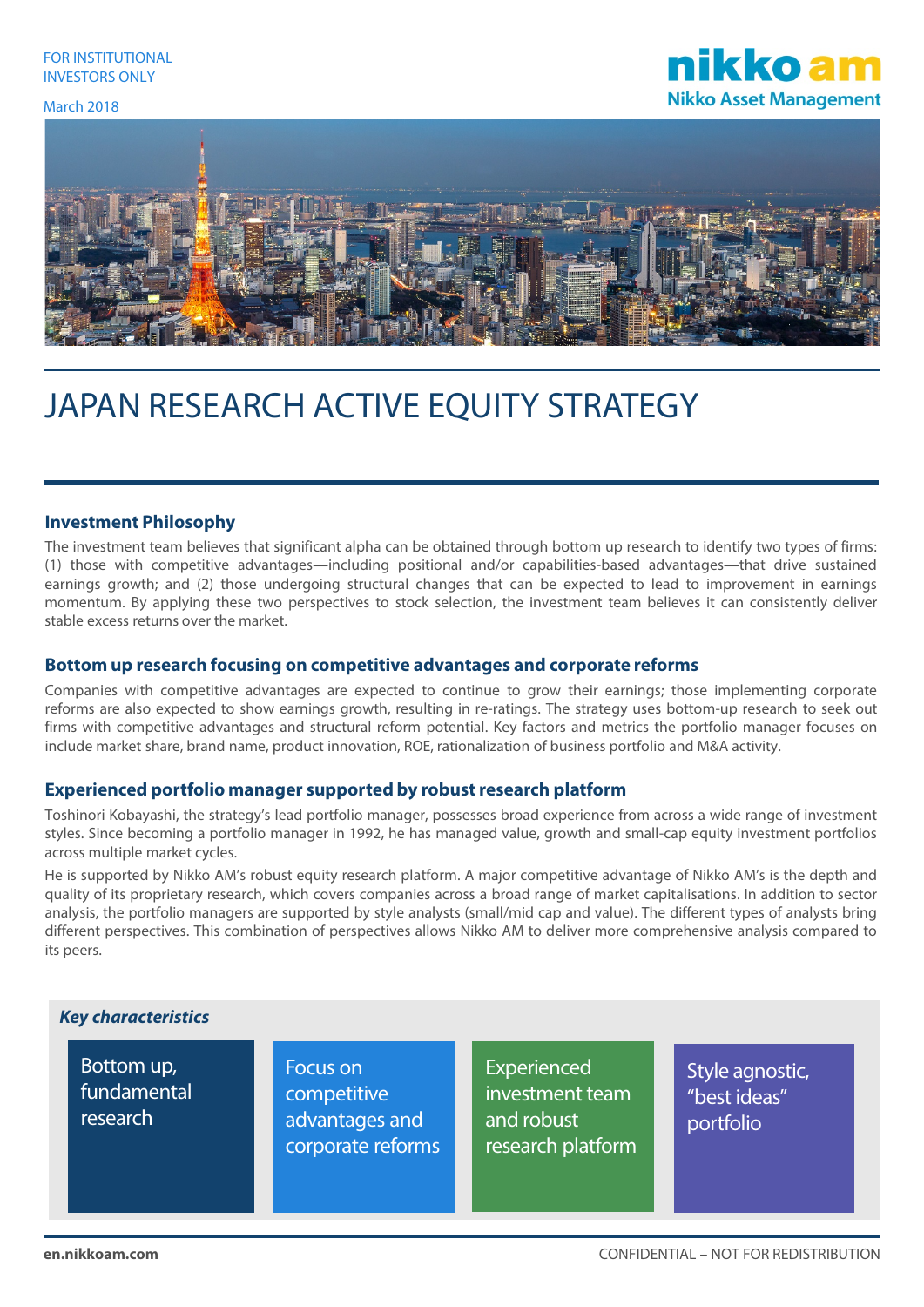FOR INSTITUTIONAL INVESTORS ONLY

March 2018

nikko am
Nikko Asset Management

# JAPAN RESEARCH ACTIVE EQUITY STRATEGY

## Investment Philosophy

The investment team believes that significant alpha can be obtained through bottom up research to identify two types of firms: (1) those with competitive advantages—including positional and/or capabilities-based advantages—that drive sustained earnings growth; and (2) those undergoing structural changes that can be expected to lead to improvement in earnings momentum. By applying these two perspectives to stock selection, the investment team believes it can consistently deliver stable excess returns over the market.

## Bottom up research focusing on competitive advantages and corporate reforms

Companies with competitive advantages are expected to continue to grow their earnings; those implementing corporate reforms are also expected to show earnings growth, resulting in re-ratings. The strategy uses bottom-up research to seek out firms with competitive advantages and structural reform potential. Key factors and metrics the portfolio manager focuses on include market share, brand name, product innovation, ROE, rationalization of business portfolio and M&A activity.

## Experienced portfolio manager supported by robust research platform

Toshinori Kobayashi, the strategy's lead portfolio manager, possesses broad experience from across a wide range of investment styles. Since becoming a portfolio manager in 1992, he has managed value, growth and small-cap equity investment portfolios across multiple market cycles.

He is supported by Nikko AM's robust equity research platform. A major competitive advantage of Nikko AM's is the depth and quality of its proprietary research, which covers companies across a broad range of market capitalisations. In addition to sector analysis, the portfolio managers are supported by style analysts (small/mid cap and value). The different types of analysts bring different perspectives. This combination of perspectives allows Nikko AM to deliver more comprehensive analysis compared to its peers.

### *Key characteristics*

- Bottom up, fundamental research
- Focus on competitive advantages and corporate reforms
- Experienced investment team and robust research platform
- Style agnostic, "best ideas" portfolio

en.nikkoam.com

CONFIDENTIAL – NOT FOR REDISTRIBUTION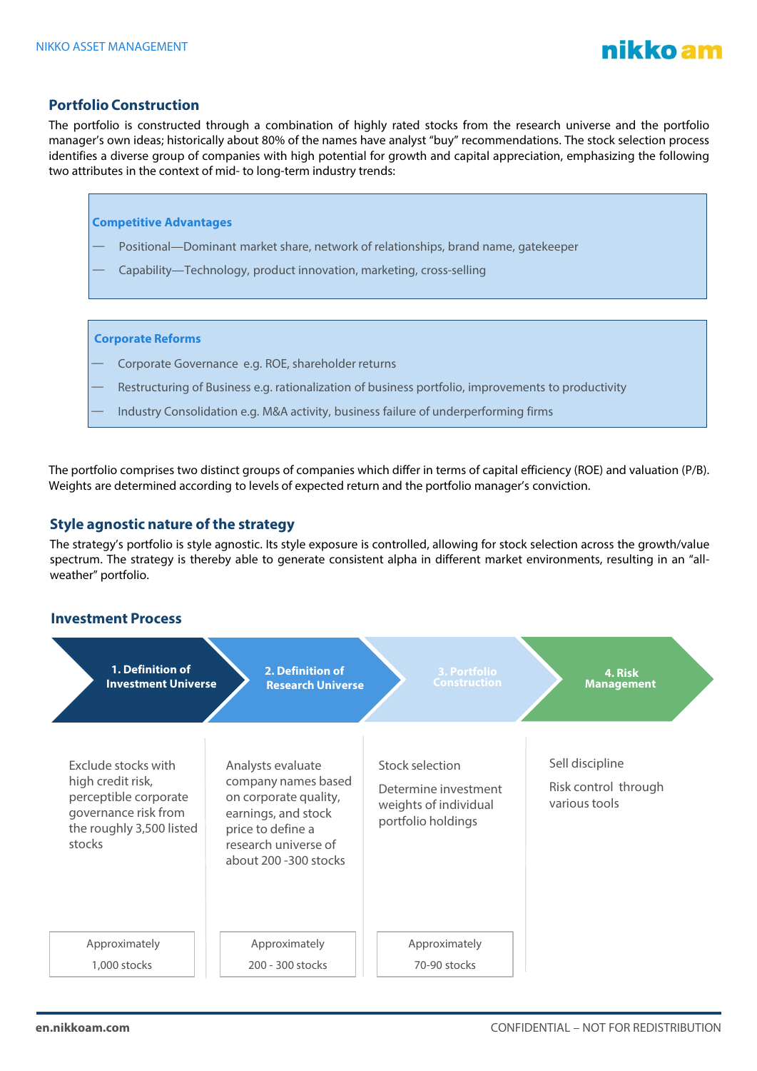## Portfolio Construction

The portfolio is constructed through a combination of highly rated stocks from the research universe and the portfolio manager's own ideas; historically about 80% of the names have analyst "buy" recommendations. The stock selection process identifies a diverse group of companies with high potential for growth and capital appreciation, emphasizing the following two attributes in the context of mid- to long-term industry trends:

**Competitive Advantages**

- Positional—Dominant market share, network of relationships, brand name, gatekeeper
- Capability—Technology, product innovation, marketing, cross-selling

**Corporate Reforms**

- Corporate Governance e.g. ROE, shareholder returns
- Restructuring of Business e.g. rationalization of business portfolio, improvements to productivity
- Industry Consolidation e.g. M&A activity, business failure of underperforming firms

The portfolio comprises two distinct groups of companies which differ in terms of capital efficiency (ROE) and valuation (P/B). Weights are determined according to levels of expected return and the portfolio manager's conviction.

## Style agnostic nature of the strategy

The strategy's portfolio is style agnostic. Its style exposure is controlled, allowing for stock selection across the growth/value spectrum. The strategy is thereby able to generate consistent alpha in different market environments, resulting in an "all-weather" portfolio.

## Investment Process

| 1. Definition of Investment Universe | 2. Definition of Research Universe | 3. Portfolio Construction | 4. Risk Management |
|---|---|---|---|
| Exclude stocks with high credit risk, perceptible corporate governance risk from the roughly 3,500 listed stocks | Analysts evaluate company names based on corporate quality, earnings, and stock price to define a research universe of about 200 -300 stocks | Stock selection<br>Determine investment weights of individual portfolio holdings | Sell discipline<br>Risk control through various tools |
| Approximately 1,000 stocks | Approximately 200 - 300 stocks | Approximately 70-90 stocks | |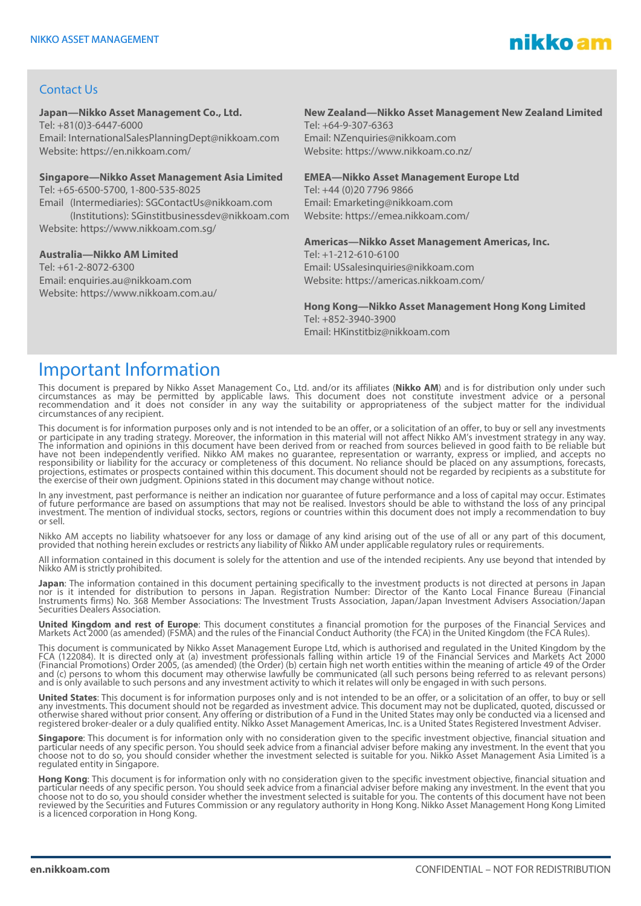## Contact Us

**Japan—Nikko Asset Management Co., Ltd.**
Tel: +81(0)3-6447-6000
Email: InternationalSalesPlanningDept@nikkoam.com
Website: https://en.nikkoam.com/

**Singapore—Nikko Asset Management Asia Limited**
Tel: +65-6500-5700, 1-800-535-8025
Email (Intermediaries): SGContactUs@nikkoam.com
(Institutions): SGinstitbusinessdev@nikkoam.com
Website: https://www.nikkoam.com.sg/

**Australia—Nikko AM Limited**
Tel: +61-2-8072-6300
Email: enquiries.au@nikkoam.com
Website: https://www.nikkoam.com.au/

**New Zealand—Nikko Asset Management New Zealand Limited**
Tel: +64-9-307-6363
Email: NZenquiries@nikkoam.com
Website: https://www.nikkoam.co.nz/

**EMEA—Nikko Asset Management Europe Ltd**
Tel: +44 (0)20 7796 9866
Email: Emarketing@nikkoam.com
Website: https://emea.nikkoam.com/

**Americas—Nikko Asset Management Americas, Inc.**
Tel: +1-212-610-6100
Email: USsalesinquiries@nikkoam.com
Website: https://americas.nikkoam.com/

**Hong Kong—Nikko Asset Management Hong Kong Limited**
Tel: +852-3940-3900
Email: HKinstitbiz@nikkoam.com

# Important Information

This document is prepared by Nikko Asset Management Co., Ltd. and/or its affiliates (**Nikko AM**) and is for distribution only under such circumstances as may be permitted by applicable laws. This document does not constitute investment advice or a personal recommendation and it does not consider in any way the suitability or appropriateness of the subject matter for the individual circumstances of any recipient.

This document is for information purposes only and is not intended to be an offer, or a solicitation of an offer, to buy or sell any investments or participate in any trading strategy. Moreover, the information in this material will not affect Nikko AM's investment strategy in any way. The information and opinions in this document have been derived from or reached from sources believed in good faith to be reliable but have not been independently verified. Nikko AM makes no guarantee, representation or warranty, express or implied, and accepts no responsibility or liability for the accuracy or completeness of this document. No reliance should be placed on any assumptions, forecasts, projections, estimates or prospects contained within this document. This document should not be regarded by recipients as a substitute for the exercise of their own judgment. Opinions stated in this document may change without notice.

In any investment, past performance is neither an indication nor guarantee of future performance and a loss of capital may occur. Estimates of future performance are based on assumptions that may not be realised. Investors should be able to withstand the loss of any principal investment. The mention of individual stocks, sectors, regions or countries within this document does not imply a recommendation to buy or sell.

Nikko AM accepts no liability whatsoever for any loss or damage of any kind arising out of the use of all or any part of this document, provided that nothing herein excludes or restricts any liability of Nikko AM under applicable regulatory rules or requirements.

All information contained in this document is solely for the attention and use of the intended recipients. Any use beyond that intended by Nikko AM is strictly prohibited.

**Japan**: The information contained in this document pertaining specifically to the investment products is not directed at persons in Japan nor is it intended for distribution to persons in Japan. Registration Number: Director of the Kanto Local Finance Bureau (Financial Instruments firms) No. 368 Member Associations: The Investment Trusts Association, Japan/Japan Investment Advisers Association/Japan Securities Dealers Association.

**United Kingdom and rest of Europe**: This document constitutes a financial promotion for the purposes of the Financial Services and Markets Act 2000 (as amended) (FSMA) and the rules of the Financial Conduct Authority (the FCA) in the United Kingdom (the FCA Rules).

This document is communicated by Nikko Asset Management Europe Ltd, which is authorised and regulated in the United Kingdom by the FCA (122084). It is directed only at (a) investment professionals falling within article 19 of the Financial Services and Markets Act 2000 (Financial Promotions) Order 2005, (as amended) (the Order) (b) certain high net worth entities within the meaning of article 49 of the Order and (c) persons to whom this document may otherwise lawfully be communicated (all such persons being referred to as relevant persons) and is only available to such persons and any investment activity to which it relates will only be engaged in with such persons.

**United States**: This document is for information purposes only and is not intended to be an offer, or a solicitation of an offer, to buy or sell any investments. This document should not be regarded as investment advice. This document may not be duplicated, quoted, discussed or otherwise shared without prior consent. Any offering or distribution of a Fund in the United States may only be conducted via a licensed and registered broker-dealer or a duly qualified entity. Nikko Asset Management Americas, Inc. is a United States Registered Investment Adviser.

**Singapore**: This document is for information only with no consideration given to the specific investment objective, financial situation and particular needs of any specific person. You should seek advice from a financial adviser before making any investment. In the event that you choose not to do so, you should consider whether the investment selected is suitable for you. Nikko Asset Management Asia Limited is a regulated entity in Singapore.

**Hong Kong**: This document is for information only with no consideration given to the specific investment objective, financial situation and particular needs of any specific person. You should seek advice from a financial adviser before making any investment. In the event that you choose not to do so, you should consider whether the investment selected is suitable for you. The contents of this document have not been reviewed by the Securities and Futures Commission or any regulatory authority in Hong Kong. Nikko Asset Management Hong Kong Limited is a licenced corporation in Hong Kong.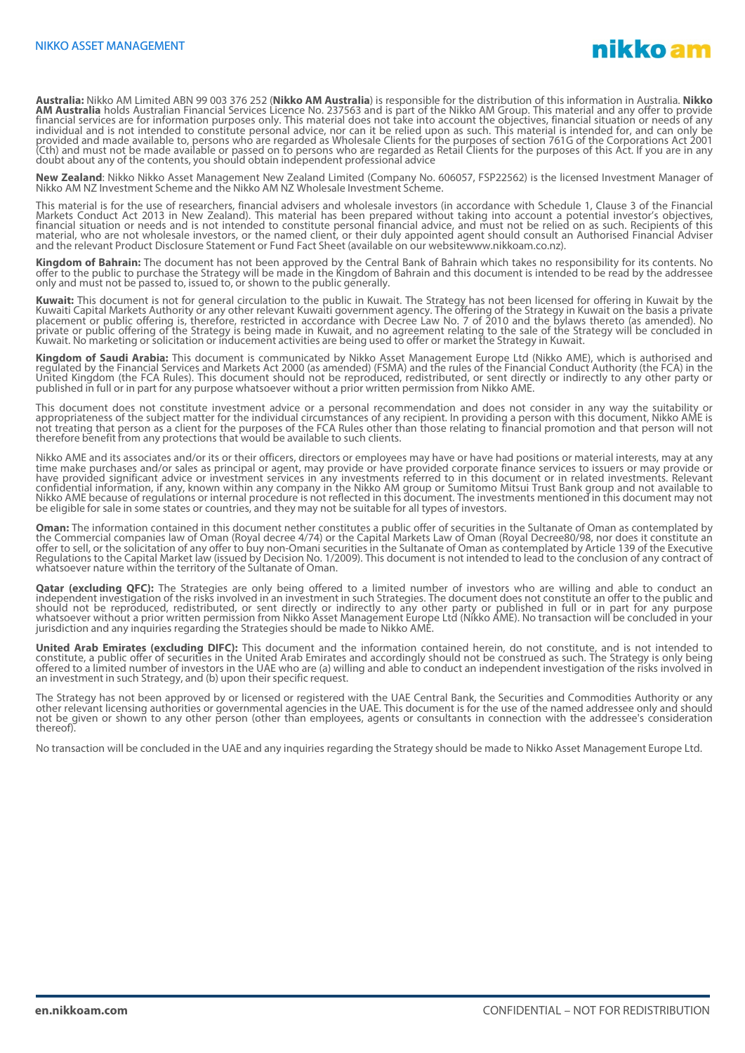**Australia:** Nikko AM Limited ABN 99 003 376 252 (**Nikko AM Australia**) is responsible for the distribution of this information in Australia. **Nikko AM Australia** holds Australian Financial Services Licence No. 237563 and is part of the Nikko AM Group. This material and any offer to provide financial services are for information purposes only. This material does not take into account the objectives, financial situation or needs of any individual and is not intended to constitute personal advice, nor can it be relied upon as such. This material is intended for, and can only be provided and made available to, persons who are regarded as Wholesale Clients for the purposes of section 761G of the Corporations Act 2001 (Cth) and must not be made available or passed on to persons who are regarded as Retail Clients for the purposes of this Act. If you are in any doubt about any of the contents, you should obtain independent professional advice

**New Zealand**: Nikko Nikko Asset Management New Zealand Limited (Company No. 606057, FSP22562) is the licensed Investment Manager of Nikko AM NZ Investment Scheme and the Nikko AM NZ Wholesale Investment Scheme.

This material is for the use of researchers, financial advisers and wholesale investors (in accordance with Schedule 1, Clause 3 of the Financial Markets Conduct Act 2013 in New Zealand). This material has been prepared without taking into account a potential investor's objectives, financial situation or needs and is not intended to constitute personal financial advice, and must not be relied on as such. Recipients of this material, who are not wholesale investors, or the named client, or their duly appointed agent should consult an Authorised Financial Adviser and the relevant Product Disclosure Statement or Fund Fact Sheet (available on our websitewww.nikkoam.co.nz).

**Kingdom of Bahrain:** The document has not been approved by the Central Bank of Bahrain which takes no responsibility for its contents. No offer to the public to purchase the Strategy will be made in the Kingdom of Bahrain and this document is intended to be read by the addressee only and must not be passed to, issued to, or shown to the public generally.

**Kuwait:** This document is not for general circulation to the public in Kuwait. The Strategy has not been licensed for offering in Kuwait by the Kuwaiti Capital Markets Authority or any other relevant Kuwaiti government agency. The offering of the Strategy in Kuwait on the basis a private placement or public offering is, therefore, restricted in accordance with Decree Law No. 7 of 2010 and the bylaws thereto (as amended). No private or public offering of the Strategy is being made in Kuwait, and no agreement relating to the sale of the Strategy will be concluded in Kuwait. No marketing or solicitation or inducement activities are being used to offer or market the Strategy in Kuwait.

**Kingdom of Saudi Arabia:** This document is communicated by Nikko Asset Management Europe Ltd (Nikko AME), which is authorised and regulated by the Financial Services and Markets Act 2000 (as amended) (FSMA) and the rules of the Financial Conduct Authority (the FCA) in the United Kingdom (the FCA Rules). This document should not be reproduced, redistributed, or sent directly or indirectly to any other party or published in full or in part for any purpose whatsoever without a prior written permission from Nikko AME.

This document does not constitute investment advice or a personal recommendation and does not consider in any way the suitability or appropriateness of the subject matter for the individual circumstances of any recipient. In providing a person with this document, Nikko AME is not treating that person as a client for the purposes of the FCA Rules other than those relating to financial promotion and that person will not therefore benefit from any protections that would be available to such clients.

Nikko AME and its associates and/or its or their officers, directors or employees may have or have had positions or material interests, may at any time make purchases and/or sales as principal or agent, may provide or have provided corporate finance services to issuers or may provide or have provided significant advice or investment services in any investments referred to in this document or in related investments. Relevant confidential information, if any, known within any company in the Nikko AM group or Sumitomo Mitsui Trust Bank group and not available to Nikko AME because of regulations or internal procedure is not reflected in this document. The investments mentioned in this document may not be eligible for sale in some states or countries, and they may not be suitable for all types of investors.

**Oman:** The information contained in this document nether constitutes a public offer of securities in the Sultanate of Oman as contemplated by the Commercial companies law of Oman (Royal decree 4/74) or the Capital Markets Law of Oman (Royal Decree80/98, nor does it constitute an offer to sell, or the solicitation of any offer to buy non-Omani securities in the Sultanate of Oman as contemplated by Article 139 of the Executive Regulations to the Capital Market law (issued by Decision No. 1/2009). This document is not intended to lead to the conclusion of any contract of whatsoever nature within the territory of the Sultanate of Oman.

**Qatar (excluding QFC):** The Strategies are only being offered to a limited number of investors who are willing and able to conduct an independent investigation of the risks involved in an investment in such Strategies. The document does not constitute an offer to the public and should not be reproduced, redistributed, or sent directly or indirectly to any other party or published in full or in part for any purpose whatsoever without a prior written permission from Nikko Asset Management Europe Ltd (Nikko AME). No transaction will be concluded in your jurisdiction and any inquiries regarding the Strategies should be made to Nikko AME.

**United Arab Emirates (excluding DIFC):** This document and the information contained herein, do not constitute, and is not intended to constitute, a public offer of securities in the United Arab Emirates and accordingly should not be construed as such. The Strategy is only being offered to a limited number of investors in the UAE who are (a) willing and able to conduct an independent investigation of the risks involved in an investment in such Strategy, and (b) upon their specific request.

The Strategy has not been approved by or licensed or registered with the UAE Central Bank, the Securities and Commodities Authority or any other relevant licensing authorities or governmental agencies in the UAE. This document is for the use of the named addressee only and should not be given or shown to any other person (other than employees, agents or consultants in connection with the addressee's consideration thereof).

No transaction will be concluded in the UAE and any inquiries regarding the Strategy should be made to Nikko Asset Management Europe Ltd.